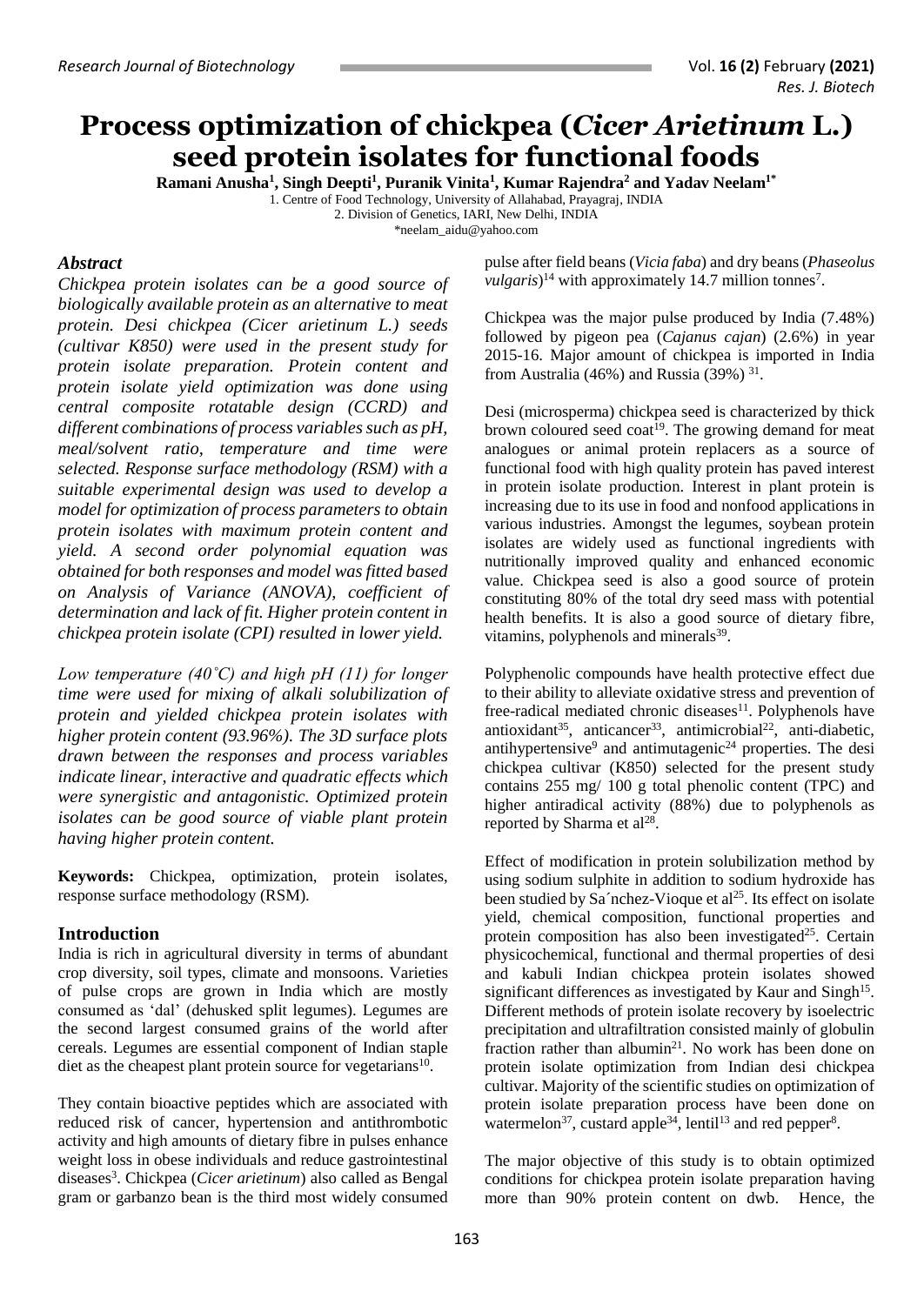# Process optimization of chickpea (*Cicer Arietinum* L.) seed protein isolates for functional foods

**Ramani Anusha[1], Singh Deepti[1], Puranik Vinita[1], Kumar Rajendra[2] and Yadav Neelam[1*]**

1. Centre of Food Technology, University of Allahabad, Prayagraj, INDIA
2. Division of Genetics, IARI, New Delhi, INDIA

*neelam_aidu@yahoo.com

## *Abstract*

*Chickpea protein isolates can be a good source of biologically available protein as an alternative to meat protein. Desi chickpea (Cicer arietinum L.) seeds (cultivar K850) were used in the present study for protein isolate preparation. Protein content and protein isolate yield optimization was done using central composite rotatable design (CCRD) and different combinations of process variables such as pH, meal/solvent ratio, temperature and time were selected. Response surface methodology (RSM) with a suitable experimental design was used to develop a model for optimization of process parameters to obtain protein isolates with maximum protein content and yield. A second order polynomial equation was obtained for both responses and model was fitted based on Analysis of Variance (ANOVA), coefficient of determination and lack of fit. Higher protein content in chickpea protein isolate (CPI) resulted in lower yield.*

*Low temperature (40˚C) and high pH (11) for longer time were used for mixing of alkali solubilization of protein and yielded chickpea protein isolates with higher protein content (93.96%). The 3D surface plots drawn between the responses and process variables indicate linear, interactive and quadratic effects which were synergistic and antagonistic. Optimized protein isolates can be good source of viable plant protein having higher protein content.*

**Keywords:** Chickpea, optimization, protein isolates, response surface methodology (RSM).

## Introduction

India is rich in agricultural diversity in terms of abundant crop diversity, soil types, climate and monsoons. Varieties of pulse crops are grown in India which are mostly consumed as 'dal' (dehusked split legumes). Legumes are the second largest consumed grains of the world after cereals. Legumes are essential component of Indian staple diet as the cheapest plant protein source for vegetarians[10].

They contain bioactive peptides which are associated with reduced risk of cancer, hypertension and antithrombotic activity and high amounts of dietary fibre in pulses enhance weight loss in obese individuals and reduce gastrointestinal diseases[3]. Chickpea (*Cicer arietinum*) also called as Bengal gram or garbanzo bean is the third most widely consumed pulse after field beans (*Vicia faba*) and dry beans (*Phaseolus vulgaris*)[14] with approximately 14.7 million tonnes[7].

Chickpea was the major pulse produced by India (7.48%) followed by pigeon pea (*Cajanus cajan*) (2.6%) in year 2015-16. Major amount of chickpea is imported in India from Australia (46%) and Russia (39%) [31].

Desi (microsperma) chickpea seed is characterized by thick brown coloured seed coat[19]. The growing demand for meat analogues or animal protein replacers as a source of functional food with high quality protein has paved interest in protein isolate production. Interest in plant protein is increasing due to its use in food and nonfood applications in various industries. Amongst the legumes, soybean protein isolates are widely used as functional ingredients with nutritionally improved quality and enhanced economic value. Chickpea seed is also a good source of protein constituting 80% of the total dry seed mass with potential health benefits. It is also a good source of dietary fibre, vitamins, polyphenols and minerals[39].

Polyphenolic compounds have health protective effect due to their ability to alleviate oxidative stress and prevention of free-radical mediated chronic diseases[11]. Polyphenols have antioxidant[35], anticancer[33], antimicrobial[22], anti-diabetic, antihypertensive[9] and antimutagenic[24] properties. The desi chickpea cultivar (K850) selected for the present study contains 255 mg/ 100 g total phenolic content (TPC) and higher antiradical activity (88%) due to polyphenols as reported by Sharma et al[28].

Effect of modification in protein solubilization method by using sodium sulphite in addition to sodium hydroxide has been studied by Sa´nchez-Vioque et al[25]. Its effect on isolate yield, chemical composition, functional properties and protein composition has also been investigated[25]. Certain physicochemical, functional and thermal properties of desi and kabuli Indian chickpea protein isolates showed significant differences as investigated by Kaur and Singh[15]. Different methods of protein isolate recovery by isoelectric precipitation and ultrafiltration consisted mainly of globulin fraction rather than albumin[21]. No work has been done on protein isolate optimization from Indian desi chickpea cultivar. Majority of the scientific studies on optimization of protein isolate preparation process have been done on watermelon[37], custard apple[34], lentil[13] and red pepper[8].

The major objective of this study is to obtain optimized conditions for chickpea protein isolate preparation having more than 90% protein content on dwb. Hence, the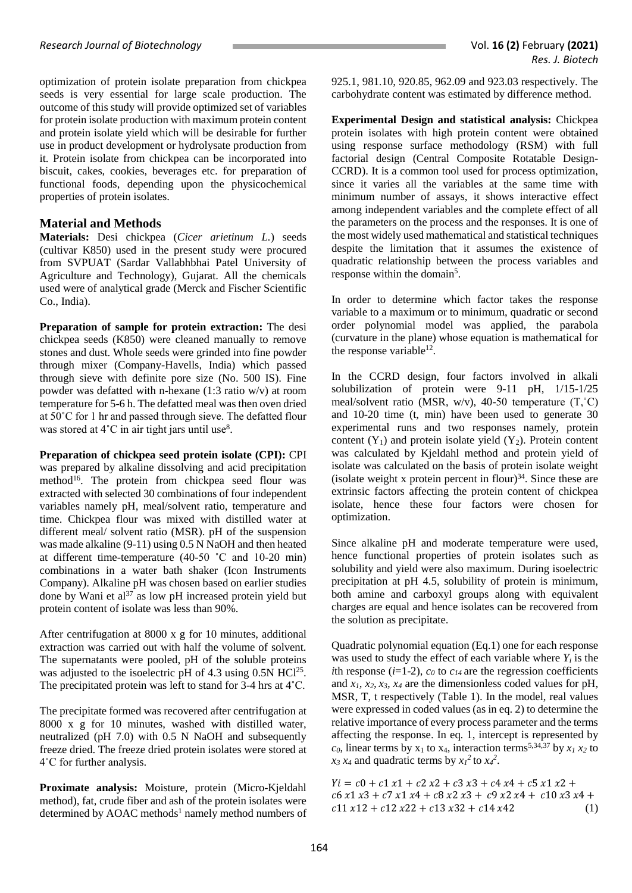optimization of protein isolate preparation from chickpea seeds is very essential for large scale production. The outcome of this study will provide optimized set of variables for protein isolate production with maximum protein content and protein isolate yield which will be desirable for further use in product development or hydrolysate production from it. Protein isolate from chickpea can be incorporated into biscuit, cakes, cookies, beverages etc. for preparation of functional foods, depending upon the physicochemical properties of protein isolates.

## Material and Methods

**Materials:** Desi chickpea (*Cicer arietinum L.*) seeds (cultivar K850) used in the present study were procured from SVPUAT (Sardar Vallabhbhai Patel University of Agriculture and Technology), Gujarat. All the chemicals used were of analytical grade (Merck and Fischer Scientific Co., India).

**Preparation of sample for protein extraction:** The desi chickpea seeds (K850) were cleaned manually to remove stones and dust. Whole seeds were grinded into fine powder through mixer (Company-Havells, India) which passed through sieve with definite pore size (No. 500 IS). Fine powder was defatted with n-hexane (1:3 ratio w/v) at room temperature for 5-6 h. The defatted meal was then oven dried at 50˚C for 1 hr and passed through sieve. The defatted flour was stored at 4˚C in air tight jars until use[8].

**Preparation of chickpea seed protein isolate (CPI):** CPI was prepared by alkaline dissolving and acid precipitation method[16]. The protein from chickpea seed flour was extracted with selected 30 combinations of four independent variables namely pH, meal/solvent ratio, temperature and time. Chickpea flour was mixed with distilled water at different meal/ solvent ratio (MSR). pH of the suspension was made alkaline (9-11) using 0.5 N NaOH and then heated at different time-temperature (40-50 ˚C and 10-20 min) combinations in a water bath shaker (Icon Instruments Company). Alkaline pH was chosen based on earlier studies done by Wani et al[37] as low pH increased protein yield but protein content of isolate was less than 90%.

After centrifugation at 8000 x g for 10 minutes, additional extraction was carried out with half the volume of solvent. The supernatants were pooled, pH of the soluble proteins was adjusted to the isoelectric pH of 4.3 using 0.5N HCl[25]. The precipitated protein was left to stand for 3-4 hrs at 4˚C.

The precipitate formed was recovered after centrifugation at 8000 x g for 10 minutes, washed with distilled water, neutralized (pH 7.0) with 0.5 N NaOH and subsequently freeze dried. The freeze dried protein isolates were stored at 4˚C for further analysis.

**Proximate analysis:** Moisture, protein (Micro-Kjeldahl method), fat, crude fiber and ash of the protein isolates were determined by AOAC methods[1] namely method numbers of 925.1, 981.10, 920.85, 962.09 and 923.03 respectively. The carbohydrate content was estimated by difference method.

**Experimental Design and statistical analysis:** Chickpea protein isolates with high protein content were obtained using response surface methodology (RSM) with full factorial design (Central Composite Rotatable Design-CCRD). It is a common tool used for process optimization, since it varies all the variables at the same time with minimum number of assays, it shows interactive effect among independent variables and the complete effect of all the parameters on the process and the responses. It is one of the most widely used mathematical and statistical techniques despite the limitation that it assumes the existence of quadratic relationship between the process variables and response within the domain[5].

In order to determine which factor takes the response variable to a maximum or to minimum, quadratic or second order polynomial model was applied, the parabola (curvature in the plane) whose equation is mathematical for the response variable[12].

In the CCRD design, four factors involved in alkali solubilization of protein were 9-11 pH, 1/15-1/25 meal/solvent ratio (MSR, w/v), 40-50 temperature (T,˚C) and 10-20 time (t, min) have been used to generate 30 experimental runs and two responses namely, protein content ($Y_1$) and protein isolate yield ($Y_2$). Protein content was calculated by Kjeldahl method and protein yield of isolate was calculated on the basis of protein isolate weight (isolate weight x protein percent in flour)[34]. Since these are extrinsic factors affecting the protein content of chickpea isolate, hence these four factors were chosen for optimization.

Since alkaline pH and moderate temperature were used, hence functional properties of protein isolates such as solubility and yield were also maximum. During isoelectric precipitation at pH 4.5, solubility of protein is minimum, both amine and carboxyl groups along with equivalent charges are equal and hence isolates can be recovered from the solution as precipitate.

Quadratic polynomial equation (Eq.1) one for each response was used to study the effect of each variable where $Y_i$ is the $i$th response ($i$=1-2), $c_0$ to $c_{14}$ are the regression coefficients and $x_1, x_2, x_3, x_4$ are the dimensionless coded values for pH, MSR, T, t respectively (Table 1). In the model, real values were expressed in coded values (as in eq. 2) to determine the relative importance of every process parameter and the terms affecting the response. In eq. 1, intercept is represented by $c_0$, linear terms by $x_1$ to $x_4$, interaction terms[5,34,37] by $x_1 x_2$ to $x_3 x_4$ and quadratic terms by $x_1^2$ to $x_4^2$.

$$Yi = c0 + c1\,x1 + c2\,x2 + c3\,x3 + c4\,x4 + c5\,x1\,x2 + c6\,x1\,x3 + c7\,x1\,x4 + c8\,x2\,x3 + c9\,x2\,x4 + c10\,x3\,x4 + c11\,x12 + c12\,x22 + c13\,x32 + c14\,x42 \quad (1)$$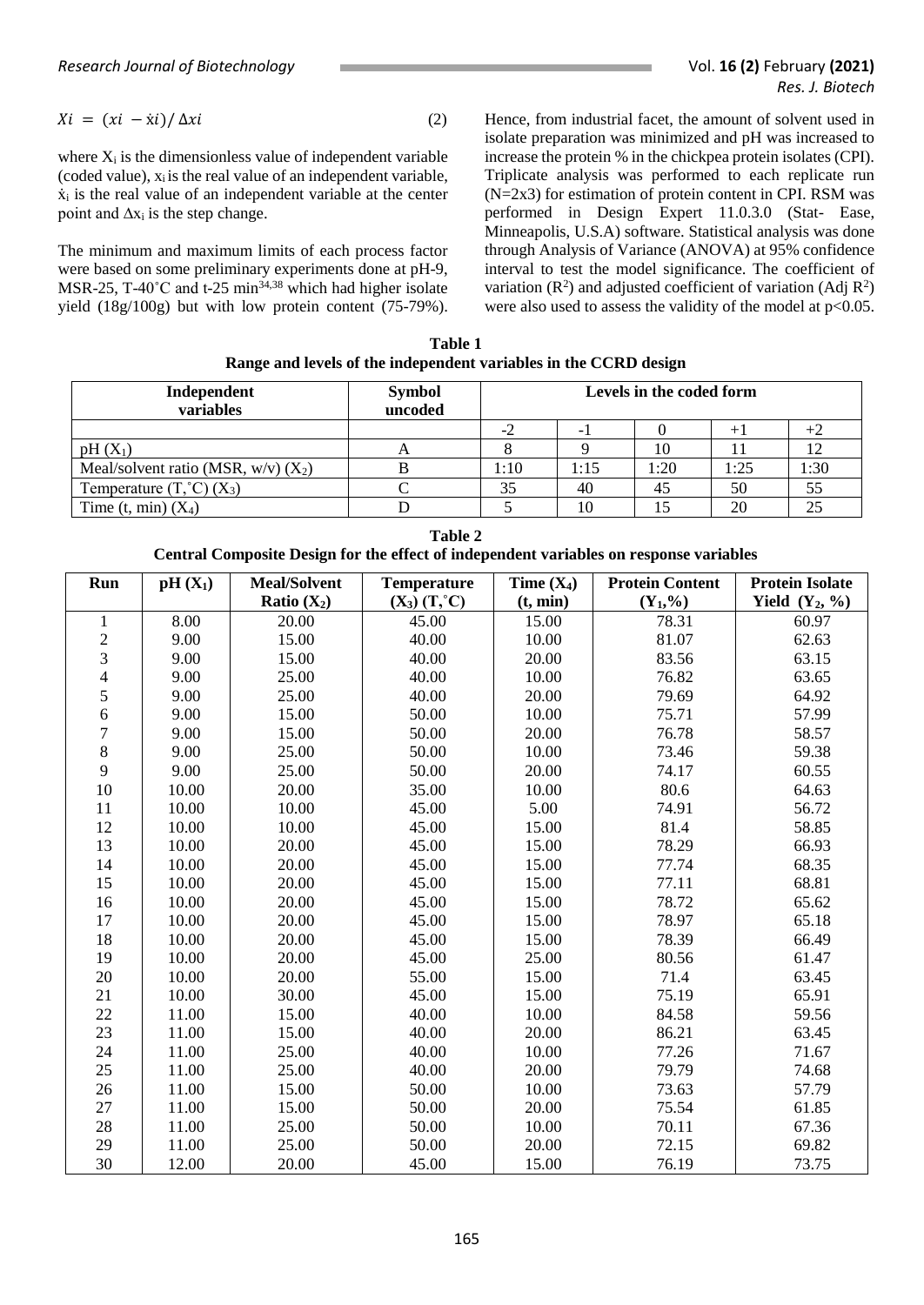$$Xi = (xi - \dot{x}i) / \Delta xi \quad (2)$$

where $X_i$ is the dimensionless value of independent variable (coded value), $x_i$ is the real value of an independent variable, $\dot{x}_i$ is the real value of an independent variable at the center point and $\Delta x_i$ is the step change.

The minimum and maximum limits of each process factor were based on some preliminary experiments done at pH-9, MSR-25, T-40˚C and t-25 min[34,38] which had higher isolate yield (18g/100g) but with low protein content (75-79%). Hence, from industrial facet, the amount of solvent used in isolate preparation was minimized and pH was increased to increase the protein % in the chickpea protein isolates (CPI). Triplicate analysis was performed to each replicate run (N=2x3) for estimation of protein content in CPI. RSM was performed in Design Expert 11.0.3.0 (Stat- Ease, Minneapolis, U.S.A) software. Statistical analysis was done through Analysis of Variance (ANOVA) at 95% confidence interval to test the model significance. The coefficient of variation ($R^2$) and adjusted coefficient of variation (Adj $R^2$) were also used to assess the validity of the model at $p<0.05$.

**Table 1**
**Range and levels of the independent variables in the CCRD design**

| Independent variables | Symbol uncoded | Levels in the coded form | | | | |
|---|---|---|---|---|---|---|
| | | -2 | -1 | 0 | +1 | +2 |
| pH ($X_1$) | A | 8 | 9 | 10 | 11 | 12 |
| Meal/solvent ratio (MSR, w/v) ($X_2$) | B | 1:10 | 1:15 | 1:20 | 1:25 | 1:30 |
| Temperature (T,˚C) ($X_3$) | C | 35 | 40 | 45 | 50 | 55 |
| Time (t, min) ($X_4$) | D | 5 | 10 | 15 | 20 | 25 |

**Table 2**
**Central Composite Design for the effect of independent variables on response variables**

| Run | pH ($X_1$) | Meal/Solvent Ratio ($X_2$) | Temperature ($X_3$) (T,˚C) | Time ($X_4$) (t, min) | Protein Content ($Y_1$,%) | Protein Isolate Yield ($Y_2$, %) |
|---|---|---|---|---|---|---|
| 1 | 8.00 | 20.00 | 45.00 | 15.00 | 78.31 | 60.97 |
| 2 | 9.00 | 15.00 | 40.00 | 10.00 | 81.07 | 62.63 |
| 3 | 9.00 | 15.00 | 40.00 | 20.00 | 83.56 | 63.15 |
| 4 | 9.00 | 25.00 | 40.00 | 10.00 | 76.82 | 63.65 |
| 5 | 9.00 | 25.00 | 40.00 | 20.00 | 79.69 | 64.92 |
| 6 | 9.00 | 15.00 | 50.00 | 10.00 | 75.71 | 57.99 |
| 7 | 9.00 | 15.00 | 50.00 | 20.00 | 76.78 | 58.57 |
| 8 | 9.00 | 25.00 | 50.00 | 10.00 | 73.46 | 59.38 |
| 9 | 9.00 | 25.00 | 50.00 | 20.00 | 74.17 | 60.55 |
| 10 | 10.00 | 20.00 | 35.00 | 10.00 | 80.6 | 64.63 |
| 11 | 10.00 | 10.00 | 45.00 | 5.00 | 74.91 | 56.72 |
| 12 | 10.00 | 10.00 | 45.00 | 15.00 | 81.4 | 58.85 |
| 13 | 10.00 | 20.00 | 45.00 | 15.00 | 78.29 | 66.93 |
| 14 | 10.00 | 20.00 | 45.00 | 15.00 | 77.74 | 68.35 |
| 15 | 10.00 | 20.00 | 45.00 | 15.00 | 77.11 | 68.81 |
| 16 | 10.00 | 20.00 | 45.00 | 15.00 | 78.72 | 65.62 |
| 17 | 10.00 | 20.00 | 45.00 | 15.00 | 78.97 | 65.18 |
| 18 | 10.00 | 20.00 | 45.00 | 15.00 | 78.39 | 66.49 |
| 19 | 10.00 | 20.00 | 45.00 | 25.00 | 80.56 | 61.47 |
| 20 | 10.00 | 20.00 | 55.00 | 15.00 | 71.4 | 63.45 |
| 21 | 10.00 | 30.00 | 45.00 | 15.00 | 75.19 | 65.91 |
| 22 | 11.00 | 15.00 | 40.00 | 10.00 | 84.58 | 59.56 |
| 23 | 11.00 | 15.00 | 40.00 | 20.00 | 86.21 | 63.45 |
| 24 | 11.00 | 25.00 | 40.00 | 10.00 | 77.26 | 71.67 |
| 25 | 11.00 | 25.00 | 40.00 | 20.00 | 79.79 | 74.68 |
| 26 | 11.00 | 15.00 | 50.00 | 10.00 | 73.63 | 57.79 |
| 27 | 11.00 | 15.00 | 50.00 | 20.00 | 75.54 | 61.85 |
| 28 | 11.00 | 25.00 | 50.00 | 10.00 | 70.11 | 67.36 |
| 29 | 11.00 | 25.00 | 50.00 | 20.00 | 72.15 | 69.82 |
| 30 | 12.00 | 20.00 | 45.00 | 15.00 | 76.19 | 73.75 |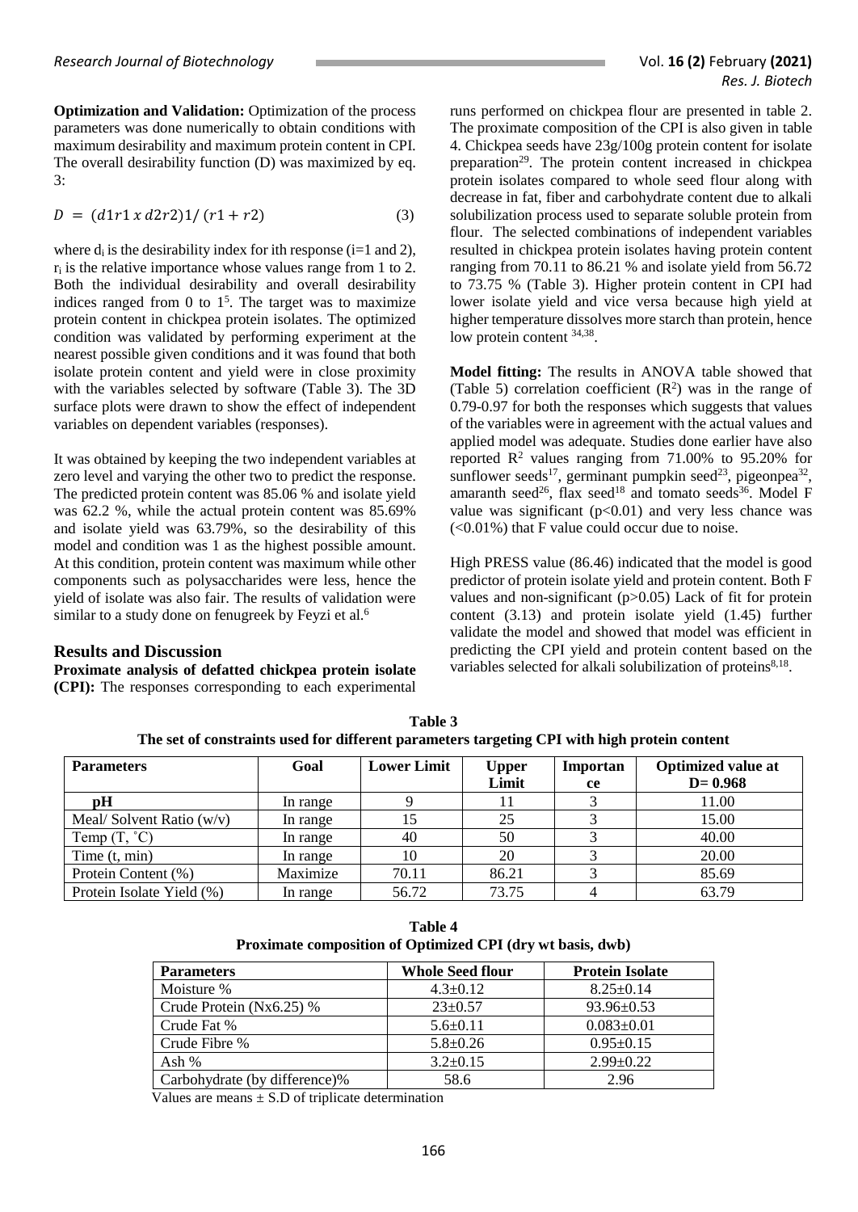**Optimization and Validation:** Optimization of the process parameters was done numerically to obtain conditions with maximum desirability and maximum protein content in CPI. The overall desirability function (D) was maximized by eq. 3:

$$D = (d1r1 \ x \ d2r2)1/(r1 + r2) \quad (3)$$

where $d_i$ is the desirability index for ith response (i=1 and 2), $r_i$ is the relative importance whose values range from 1 to 2. Both the individual desirability and overall desirability indices ranged from 0 to 1[5]. The target was to maximize protein content in chickpea protein isolates. The optimized condition was validated by performing experiment at the nearest possible given conditions and it was found that both isolate protein content and yield were in close proximity with the variables selected by software (Table 3). The 3D surface plots were drawn to show the effect of independent variables on dependent variables (responses).

It was obtained by keeping the two independent variables at zero level and varying the other two to predict the response. The predicted protein content was 85.06 % and isolate yield was 62.2 %, while the actual protein content was 85.69% and isolate yield was 63.79%, so the desirability of this model and condition was 1 as the highest possible amount. At this condition, protein content was maximum while other components such as polysaccharides were less, hence the yield of isolate was also fair. The results of validation were similar to a study done on fenugreek by Feyzi et al.[6]

## Results and Discussion

**Proximate analysis of defatted chickpea protein isolate (CPI):** The responses corresponding to each experimental runs performed on chickpea flour are presented in table 2. The proximate composition of the CPI is also given in table 4. Chickpea seeds have 23g/100g protein content for isolate preparation[29]. The protein content increased in chickpea protein isolates compared to whole seed flour along with decrease in fat, fiber and carbohydrate content due to alkali solubilization process used to separate soluble protein from flour. The selected combinations of independent variables resulted in chickpea protein isolates having protein content ranging from 70.11 to 86.21 % and isolate yield from 56.72 to 73.75 % (Table 3). Higher protein content in CPI had lower isolate yield and vice versa because high yield at higher temperature dissolves more starch than protein, hence low protein content [34,38].

**Model fitting:** The results in ANOVA table showed that (Table 5) correlation coefficient ($R^2$) was in the range of 0.79-0.97 for both the responses which suggests that values of the variables were in agreement with the actual values and applied model was adequate. Studies done earlier have also reported $R^2$ values ranging from 71.00% to 95.20% for sunflower seeds[17], germinant pumpkin seed[23], pigeonpea[32], amaranth seed[26], flax seed[18] and tomato seeds[36]. Model F value was significant ($p<0.01$) and very less chance was (<0.01%) that F value could occur due to noise.

High PRESS value (86.46) indicated that the model is good predictor of protein isolate yield and protein content. Both F values and non-significant ($p>0.05$) Lack of fit for protein content (3.13) and protein isolate yield (1.45) further validate the model and showed that model was efficient in predicting the CPI yield and protein content based on the variables selected for alkali solubilization of proteins[8,18].

**Table 3**
**The set of constraints used for different parameters targeting CPI with high protein content**

| Parameters | Goal | Lower Limit | Upper Limit | Importance | Optimized value at D= 0.968 |
|---|---|---|---|---|---|
| pH | In range | 9 | 11 | 3 | 11.00 |
| Meal/ Solvent Ratio (w/v) | In range | 15 | 25 | 3 | 15.00 |
| Temp (T, ˚C) | In range | 40 | 50 | 3 | 40.00 |
| Time (t, min) | In range | 10 | 20 | 3 | 20.00 |
| Protein Content (%) | Maximize | 70.11 | 86.21 | 3 | 85.69 |
| Protein Isolate Yield (%) | In range | 56.72 | 73.75 | 4 | 63.79 |

**Table 4**
**Proximate composition of Optimized CPI (dry wt basis, dwb)**

| Parameters | Whole Seed flour | Protein Isolate |
|---|---|---|
| Moisture % | 4.3±0.12 | 8.25±0.14 |
| Crude Protein (Nx6.25) % | 23±0.57 | 93.96±0.53 |
| Crude Fat % | 5.6±0.11 | 0.083±0.01 |
| Crude Fibre % | 5.8±0.26 | 0.95±0.15 |
| Ash % | 3.2±0.15 | 2.99±0.22 |
| Carbohydrate (by difference)% | 58.6 | 2.96 |

Values are means ± S.D of triplicate determination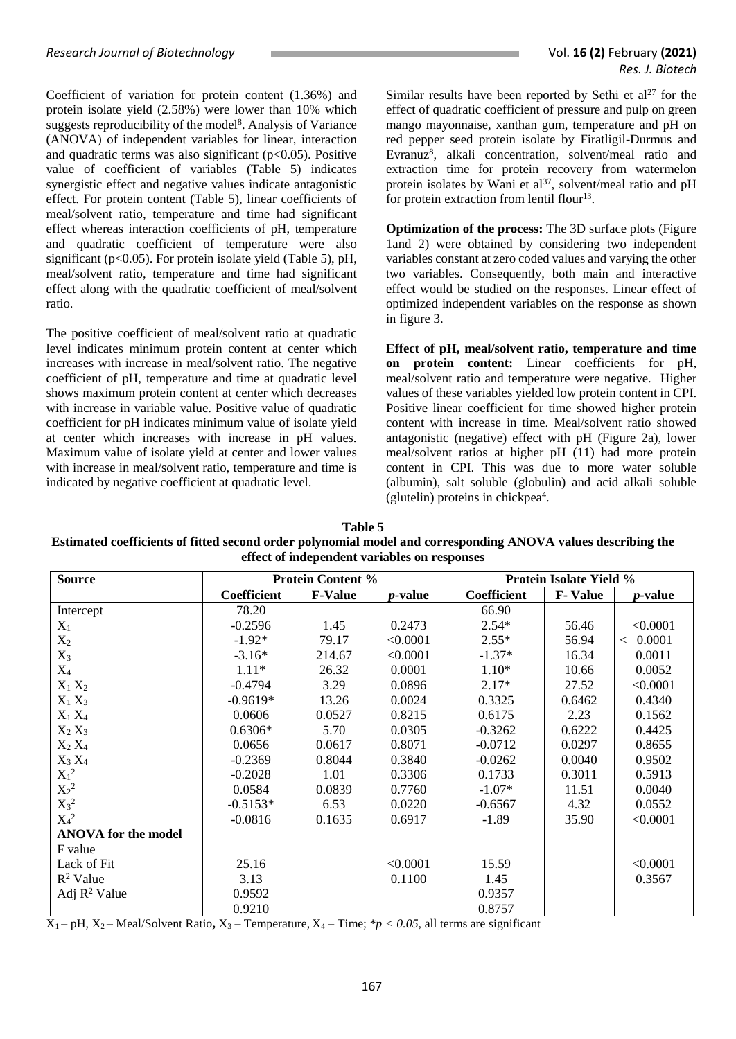Coefficient of variation for protein content (1.36%) and protein isolate yield (2.58%) were lower than 10% which suggests reproducibility of the model[8]. Analysis of Variance (ANOVA) of independent variables for linear, interaction and quadratic terms was also significant ($p<0.05$). Positive value of coefficient of variables (Table 5) indicates synergistic effect and negative values indicate antagonistic effect. For protein content (Table 5), linear coefficients of meal/solvent ratio, temperature and time had significant effect whereas interaction coefficients of pH, temperature and quadratic coefficient of temperature were also significant ($p<0.05$). For protein isolate yield (Table 5), pH, meal/solvent ratio, temperature and time had significant effect along with the quadratic coefficient of meal/solvent ratio.

The positive coefficient of meal/solvent ratio at quadratic level indicates minimum protein content at center which increases with increase in meal/solvent ratio. The negative coefficient of pH, temperature and time at quadratic level shows maximum protein content at center which decreases with increase in variable value. Positive value of quadratic coefficient for pH indicates minimum value of isolate yield at center which increases with increase in pH values. Maximum value of isolate yield at center and lower values with increase in meal/solvent ratio, temperature and time is indicated by negative coefficient at quadratic level.

Similar results have been reported by Sethi et al[27] for the effect of quadratic coefficient of pressure and pulp on green mango mayonnaise, xanthan gum, temperature and pH on red pepper seed protein isolate by Firatligil-Durmus and Evranuz[8], alkali concentration, solvent/meal ratio and extraction time for protein recovery from watermelon protein isolates by Wani et al[37], solvent/meal ratio and pH for protein extraction from lentil flour[13].

**Optimization of the process:** The 3D surface plots (Figure 1and 2) were obtained by considering two independent variables constant at zero coded values and varying the other two variables. Consequently, both main and interactive effect would be studied on the responses. Linear effect of optimized independent variables on the response as shown in figure 3.

**Effect of pH, meal/solvent ratio, temperature and time on protein content:** Linear coefficients for pH, meal/solvent ratio and temperature were negative. Higher values of these variables yielded low protein content in CPI. Positive linear coefficient for time showed higher protein content with increase in time. Meal/solvent ratio showed antagonistic (negative) effect with pH (Figure 2a), lower meal/solvent ratios at higher pH (11) had more protein content in CPI. This was due to more water soluble (albumin), salt soluble (globulin) and acid alkali soluble (glutelin) proteins in chickpea[4].

**Table 5**
**Estimated coefficients of fitted second order polynomial model and corresponding ANOVA values describing the effect of independent variables on responses**

| Source | Protein Content % | | | Protein Isolate Yield % | | |
|---|---|---|---|---|---|---|
| | Coefficient | F-Value | *p*-value | Coefficient | F- Value | *p*-value |
| Intercept | 78.20 | | | 66.90 | | |
| $X_1$ | -0.2596 | 1.45 | 0.2473 | 2.54* | 56.46 | <0.0001 |
| $X_2$ | -1.92* | 79.17 | <0.0001 | 2.55* | 56.94 | < 0.0001 |
| $X_3$ | -3.16* | 214.67 | <0.0001 | -1.37* | 16.34 | 0.0011 |
| $X_4$ | 1.11* | 26.32 | 0.0001 | 1.10* | 10.66 | 0.0052 |
| $X_1 X_2$ | -0.4794 | 3.29 | 0.0896 | 2.17* | 27.52 | <0.0001 |
| $X_1 X_3$ | -0.9619* | 13.26 | 0.0024 | 0.3325 | 0.6462 | 0.4340 |
| $X_1 X_4$ | 0.0606 | 0.0527 | 0.8215 | 0.6175 | 2.23 | 0.1562 |
| $X_2 X_3$ | 0.6306* | 5.70 | 0.0305 | -0.3262 | 0.6222 | 0.4425 |
| $X_2 X_4$ | 0.0656 | 0.0617 | 0.8071 | -0.0712 | 0.0297 | 0.8655 |
| $X_3 X_4$ | -0.2369 | 0.8044 | 0.3840 | -0.0262 | 0.0040 | 0.9502 |
| $X_1^2$ | -0.2028 | 1.01 | 0.3306 | 0.1733 | 0.3011 | 0.5913 |
| $X_2^2$ | 0.0584 | 0.0839 | 0.7760 | -1.07* | 11.51 | 0.0040 |
| $X_3^2$ | -0.5153* | 6.53 | 0.0220 | -0.6567 | 4.32 | 0.0552 |
| $X_4^2$ | -0.0816 | 0.1635 | 0.6917 | -1.89 | 35.90 | <0.0001 |
| **ANOVA for the model** | | | | | | |
| F value | | | | | | |
| Lack of Fit | 25.16 | | <0.0001 | 15.59 | | <0.0001 |
| $R^2$ Value | 3.13 | | 0.1100 | 1.45 | | 0.3567 |
| Adj $R^2$ Value | 0.9592 | | | 0.9357 | | |
| | 0.9210 | | | 0.8757 | | |

$X_1$ – pH, $X_2$ – Meal/Solvent Ratio, $X_3$ – Temperature, $X_4$ – Time; *$p < 0.05$, all terms are significant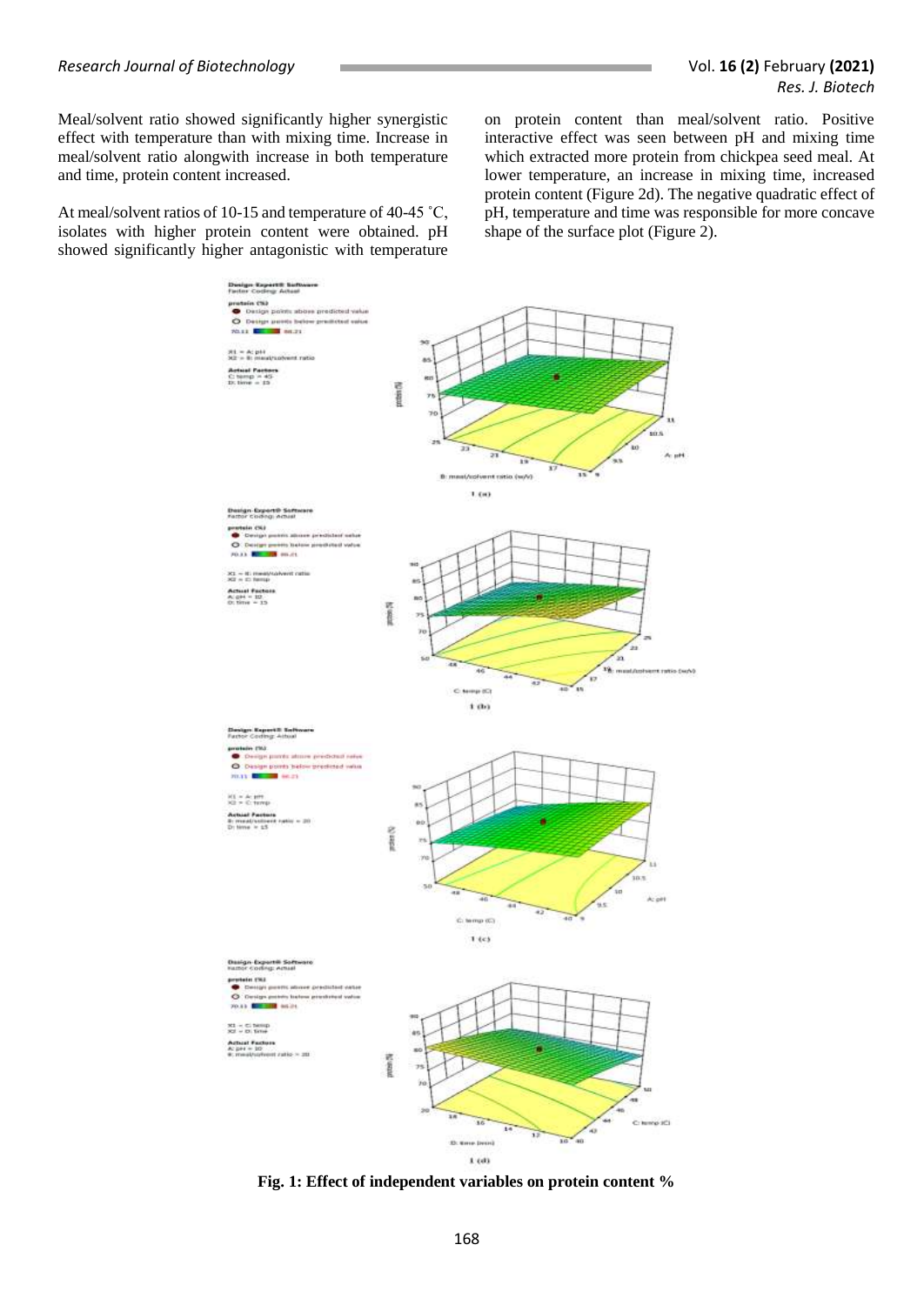Meal/solvent ratio showed significantly higher synergistic effect with temperature than with mixing time. Increase in meal/solvent ratio alongwith increase in both temperature and time, protein content increased.

At meal/solvent ratios of 10-15 and temperature of 40-45 ˚C, isolates with higher protein content were obtained. pH showed significantly higher antagonistic with temperature on protein content than meal/solvent ratio. Positive interactive effect was seen between pH and mixing time which extracted more protein from chickpea seed meal. At lower temperature, an increase in mixing time, increased protein content (Figure 2d). The negative quadratic effect of pH, temperature and time was responsible for more concave shape of the surface plot (Figure 2).

**Fig. 1: Effect of independent variables on protein content %**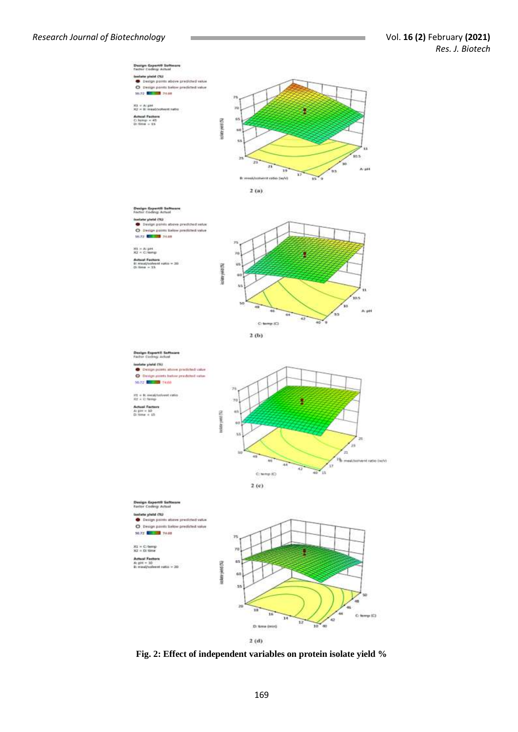2 (a)

2 (b)

2 (c)

2 (d)

**Fig. 2: Effect of independent variables on protein isolate yield %**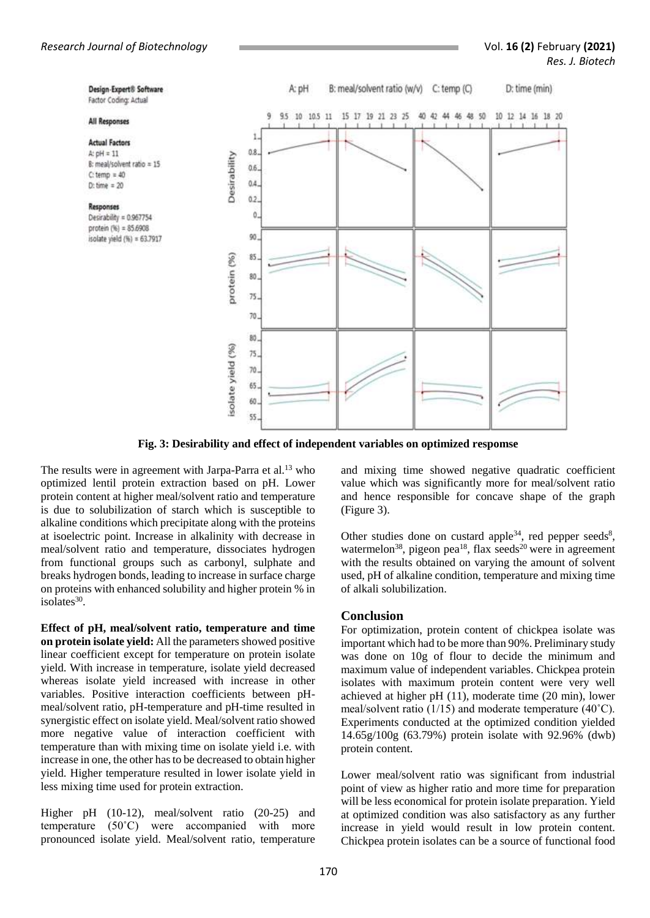**Fig. 3: Desirability and effect of independent variables on optimized respomse**

The results were in agreement with Jarpa-Parra et al.[13] who optimized lentil protein extraction based on pH. Lower protein content at higher meal/solvent ratio and temperature is due to solubilization of starch which is susceptible to alkaline conditions which precipitate along with the proteins at isoelectric point. Increase in alkalinity with decrease in meal/solvent ratio and temperature, dissociates hydrogen from functional groups such as carbonyl, sulphate and breaks hydrogen bonds, leading to increase in surface charge on proteins with enhanced solubility and higher protein % in isolates[30].

**Effect of pH, meal/solvent ratio, temperature and time on protein isolate yield:** All the parameters showed positive linear coefficient except for temperature on protein isolate yield. With increase in temperature, isolate yield decreased whereas isolate yield increased with increase in other variables. Positive interaction coefficients between pH-meal/solvent ratio, pH-temperature and pH-time resulted in synergistic effect on isolate yield. Meal/solvent ratio showed more negative value of interaction coefficient with temperature than with mixing time on isolate yield i.e. with increase in one, the other has to be decreased to obtain higher yield. Higher temperature resulted in lower isolate yield in less mixing time used for protein extraction.

Higher pH (10-12), meal/solvent ratio (20-25) and temperature (50˚C) were accompanied with more pronounced isolate yield. Meal/solvent ratio, temperature and mixing time showed negative quadratic coefficient value which was significantly more for meal/solvent ratio and hence responsible for concave shape of the graph (Figure 3).

Other studies done on custard apple[34], red pepper seeds[8], watermelon[38], pigeon pea[18], flax seeds[20] were in agreement with the results obtained on varying the amount of solvent used, pH of alkaline condition, temperature and mixing time of alkali solubilization.

## Conclusion

For optimization, protein content of chickpea isolate was important which had to be more than 90%. Preliminary study was done on 10g of flour to decide the minimum and maximum value of independent variables. Chickpea protein isolates with maximum protein content were very well achieved at higher pH (11), moderate time (20 min), lower meal/solvent ratio (1/15) and moderate temperature (40˚C). Experiments conducted at the optimized condition yielded 14.65g/100g (63.79%) protein isolate with 92.96% (dwb) protein content.

Lower meal/solvent ratio was significant from industrial point of view as higher ratio and more time for preparation will be less economical for protein isolate preparation. Yield at optimized condition was also satisfactory as any further increase in yield would result in low protein content. Chickpea protein isolates can be a source of functional food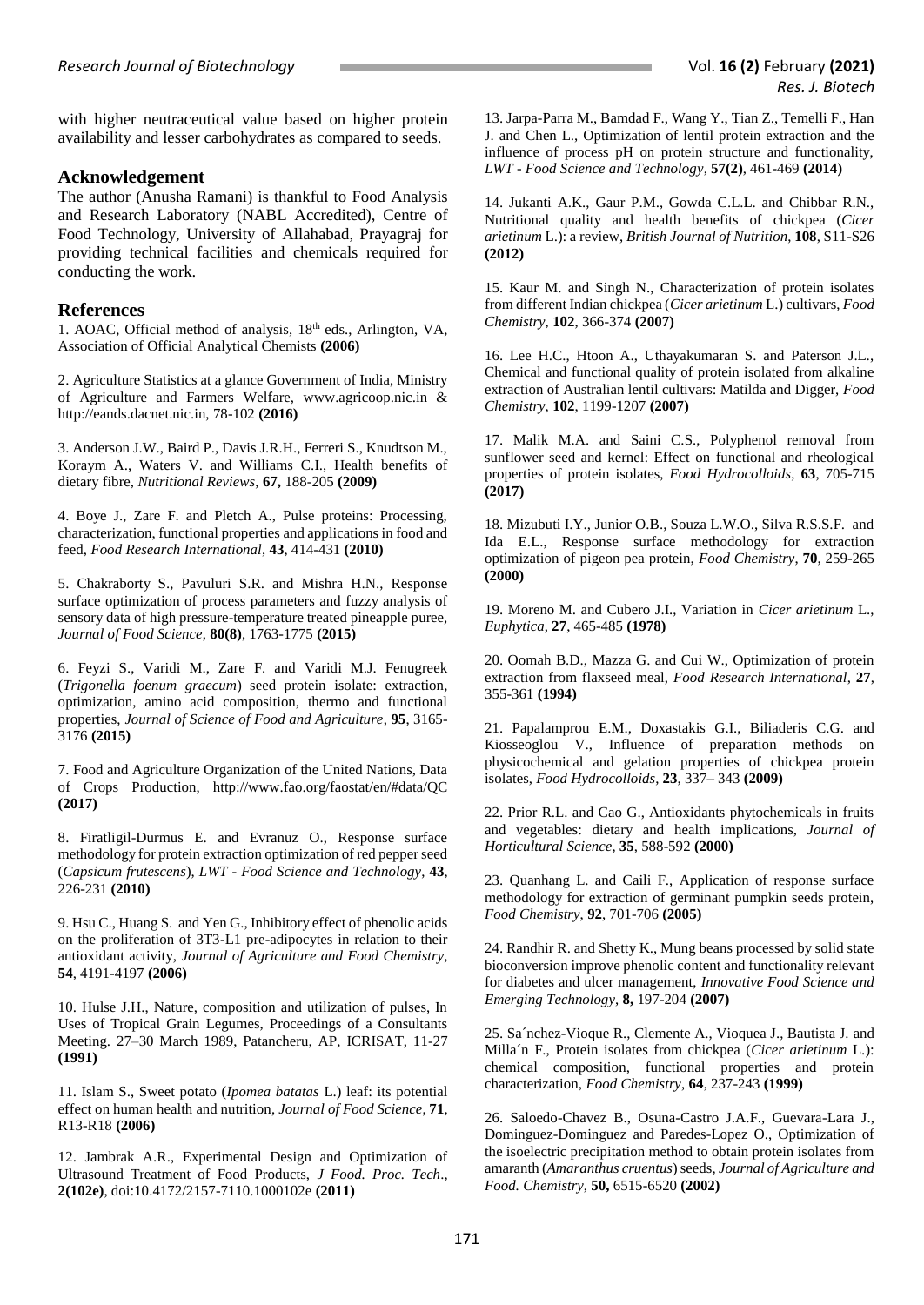with higher neutraceutical value based on higher protein availability and lesser carbohydrates as compared to seeds.

## Acknowledgement

The author (Anusha Ramani) is thankful to Food Analysis and Research Laboratory (NABL Accredited), Centre of Food Technology, University of Allahabad, Prayagraj for providing technical facilities and chemicals required for conducting the work.

## References

1. AOAC, Official method of analysis, 18th eds., Arlington, VA, Association of Official Analytical Chemists **(2006)**

2. Agriculture Statistics at a glance Government of India, Ministry of Agriculture and Farmers Welfare, www.agricoop.nic.in & http://eands.dacnet.nic.in, 78-102 **(2016)**

3. Anderson J.W., Baird P., Davis J.R.H., Ferreri S., Knudtson M., Koraym A., Waters V. and Williams C.I., Health benefits of dietary fibre, *Nutritional Reviews*, **67,** 188-205 **(2009)**

4. Boye J., Zare F. and Pletch A., Pulse proteins: Processing, characterization, functional properties and applications in food and feed, *Food Research International*, **43**, 414-431 **(2010)**

5. Chakraborty S., Pavuluri S.R. and Mishra H.N., Response surface optimization of process parameters and fuzzy analysis of sensory data of high pressure-temperature treated pineapple puree, *Journal of Food Science*, **80(8)**, 1763-1775 **(2015)**

6. Feyzi S., Varidi M., Zare F. and Varidi M.J. Fenugreek (*Trigonella foenum graecum*) seed protein isolate: extraction, optimization, amino acid composition, thermo and functional properties, *Journal of Science of Food and Agriculture*, **95**, 3165-3176 **(2015)**

7. Food and Agriculture Organization of the United Nations, Data of Crops Production, http://www.fao.org/faostat/en/#data/QC **(2017)**

8. Firatligil-Durmus E. and Evranuz O., Response surface methodology for protein extraction optimization of red pepper seed (*Capsicum frutescens*), *LWT - Food Science and Technology*, **43**, 226-231 **(2010)**

9. Hsu C., Huang S. and Yen G., Inhibitory effect of phenolic acids on the proliferation of 3T3-L1 pre-adipocytes in relation to their antioxidant activity, *Journal of Agriculture and Food Chemistry*, **54**, 4191-4197 **(2006)**

10. Hulse J.H., Nature, composition and utilization of pulses, In Uses of Tropical Grain Legumes, Proceedings of a Consultants Meeting. 27–30 March 1989, Patancheru, AP, ICRISAT, 11-27 **(1991)**

11. Islam S., Sweet potato (*Ipomea batatas* L.) leaf: its potential effect on human health and nutrition, *Journal of Food Science*, **71**, R13-R18 **(2006)**

12. Jambrak A.R., Experimental Design and Optimization of Ultrasound Treatment of Food Products, *J Food. Proc. Tech*., **2(102e)**, doi:10.4172/2157-7110.1000102e **(2011)**

13. Jarpa-Parra M., Bamdad F., Wang Y., Tian Z., Temelli F., Han J. and Chen L., Optimization of lentil protein extraction and the influence of process pH on protein structure and functionality, *LWT - Food Science and Technology*, **57(2)**, 461-469 **(2014)**

14. Jukanti A.K., Gaur P.M., Gowda C.L.L. and Chibbar R.N., Nutritional quality and health benefits of chickpea (*Cicer arietinum* L.): a review, *British Journal of Nutrition*, **108**, S11-S26 **(2012)**

15. Kaur M. and Singh N., Characterization of protein isolates from different Indian chickpea (*Cicer arietinum* L.) cultivars, *Food Chemistry*, **102**, 366-374 **(2007)**

16. Lee H.C., Htoon A., Uthayakumaran S. and Paterson J.L., Chemical and functional quality of protein isolated from alkaline extraction of Australian lentil cultivars: Matilda and Digger, *Food Chemistry*, **102**, 1199-1207 **(2007)**

17. Malik M.A. and Saini C.S., Polyphenol removal from sunflower seed and kernel: Effect on functional and rheological properties of protein isolates, *Food Hydrocolloids*, **63**, 705-715 **(2017)**

18. Mizubuti I.Y., Junior O.B., Souza L.W.O., Silva R.S.S.F. and Ida E.L., Response surface methodology for extraction optimization of pigeon pea protein, *Food Chemistry*, **70**, 259-265 **(2000)**

19. Moreno M. and Cubero J.I., Variation in *Cicer arietinum* L., *Euphytica*, **27**, 465-485 **(1978)**

20. Oomah B.D., Mazza G. and Cui W., Optimization of protein extraction from flaxseed meal, *Food Research International*, **27**, 355-361 **(1994)**

21. Papalamprou E.M., Doxastakis G.I., Biliaderis C.G. and Kiosseoglou V., Influence of preparation methods on physicochemical and gelation properties of chickpea protein isolates, *Food Hydrocolloids*, **23**, 337– 343 **(2009)**

22. Prior R.L. and Cao G., Antioxidants phytochemicals in fruits and vegetables: dietary and health implications, *Journal of Horticultural Science*, **35**, 588-592 **(2000)**

23. Quanhang L. and Caili F., Application of response surface methodology for extraction of germinant pumpkin seeds protein, *Food Chemistry*, **92**, 701-706 **(2005)**

24. Randhir R. and Shetty K., Mung beans processed by solid state bioconversion improve phenolic content and functionality relevant for diabetes and ulcer management, *Innovative Food Science and Emerging Technology*, **8,** 197-204 **(2007)**

25. Sa´nchez-Vioque R., Clemente A., Vioquea J., Bautista J. and Milla´n F., Protein isolates from chickpea (*Cicer arietinum* L.): chemical composition, functional properties and protein characterization, *Food Chemistry*, **64**, 237-243 **(1999)**

26. Saloedo-Chavez B., Osuna-Castro J.A.F., Guevara-Lara J., Dominguez-Dominguez and Paredes-Lopez O., Optimization of the isoelectric precipitation method to obtain protein isolates from amaranth (*Amaranthus cruentus*) seeds, *Journal of Agriculture and Food. Chemistry*, **50,** 6515-6520 **(2002)**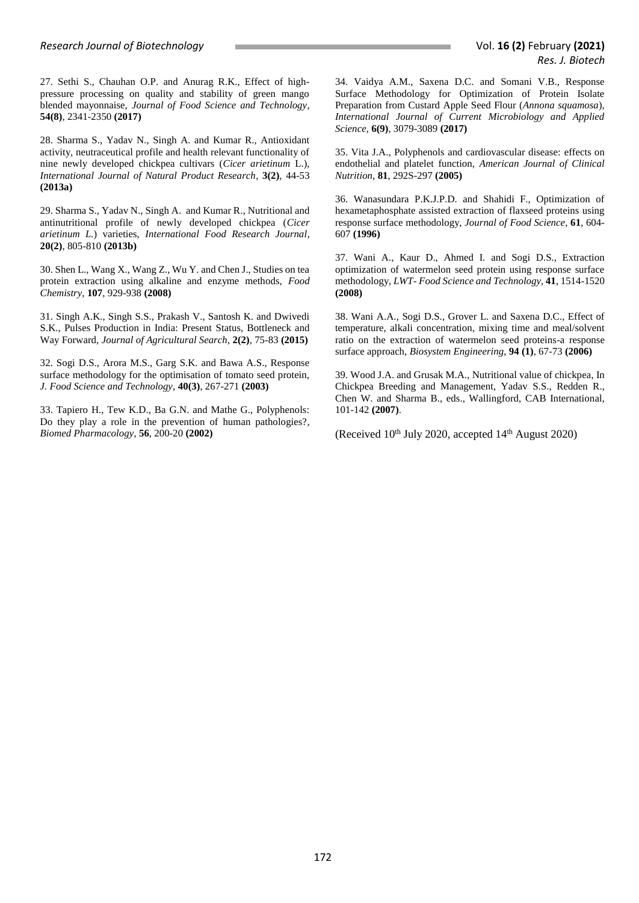27. Sethi S., Chauhan O.P. and Anurag R.K., Effect of high-pressure processing on quality and stability of green mango blended mayonnaise, *Journal of Food Science and Technology*, **54(8)**, 2341-2350 **(2017)**

28. Sharma S., Yadav N., Singh A. and Kumar R., Antioxidant activity, neutraceutical profile and health relevant functionality of nine newly developed chickpea cultivars (*Cicer arietinum* L.), *International Journal of Natural Product Research*, **3(2)**, 44-53 **(2013a)**

29. Sharma S., Yadav N., Singh A. and Kumar R., Nutritional and antinutritional profile of newly developed chickpea (*Cicer arietinum L.*) varieties, *International Food Research Journal*, **20(2)**, 805-810 **(2013b)**

30. Shen L., Wang X., Wang Z., Wu Y. and Chen J., Studies on tea protein extraction using alkaline and enzyme methods, *Food Chemistry*, **107**, 929-938 **(2008)**

31. Singh A.K., Singh S.S., Prakash V., Santosh K. and Dwivedi S.K., Pulses Production in India: Present Status, Bottleneck and Way Forward, *Journal of Agricultural Search*, **2(2)**, 75-83 **(2015)**

32. Sogi D.S., Arora M.S., Garg S.K. and Bawa A.S., Response surface methodology for the optimisation of tomato seed protein, *J. Food Science and Technology*, **40(3)**, 267-271 **(2003)**

33. Tapiero H., Tew K.D., Ba G.N. and Mathe G., Polyphenols: Do they play a role in the prevention of human pathologies?, *Biomed Pharmacology*, **56**, 200-20 **(2002)**

34. Vaidya A.M., Saxena D.C. and Somani V.B., Response Surface Methodology for Optimization of Protein Isolate Preparation from Custard Apple Seed Flour (*Annona squamosa*), *International Journal of Current Microbiology and Applied Science*, **6(9)**, 3079-3089 **(2017)**

35. Vita J.A., Polyphenols and cardiovascular disease: effects on endothelial and platelet function, *American Journal of Clinical Nutrition*, **81**, 292S-297 **(2005)**

36. Wanasundara P.K.J.P.D. and Shahidi F., Optimization of hexametaphosphate assisted extraction of flaxseed proteins using response surface methodology, *Journal of Food Science*, **61**, 604-607 **(1996)**

37. Wani A., Kaur D., Ahmed I. and Sogi D.S., Extraction optimization of watermelon seed protein using response surface methodology, *LWT- Food Science and Technology*, **41**, 1514-1520 **(2008)**

38. Wani A.A., Sogi D.S., Grover L. and Saxena D.C., Effect of temperature, alkali concentration, mixing time and meal/solvent ratio on the extraction of watermelon seed proteins-a response surface approach, *Biosystem Engineering*, **94 (1)**, 67-73 **(2006)**

39. Wood J.A. and Grusak M.A., Nutritional value of chickpea, In Chickpea Breeding and Management, Yadav S.S., Redden R., Chen W. and Sharma B., eds., Wallingford, CAB International, 101-142 **(2007)**.

(Received 10th July 2020, accepted 14th August 2020)